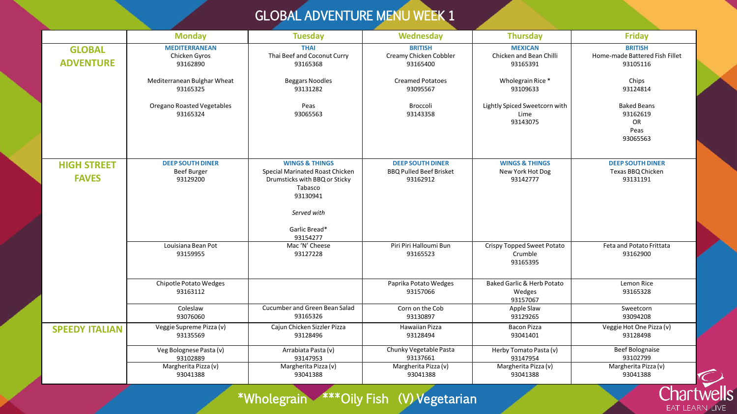# GLOBAL ADVENTURE MENU WEEK 1

| | Monday | Tuesday | Wednesday | Thursday | Friday |
|---|---|---|---|---|---|
| **GLOBAL ADVENTURE** | **MEDITERRANEAN** Chicken Gyros 93162890 | **THAI** Thai Beef and Coconut Curry 93165368 | **BRITISH** Creamy Chicken Cobbler 93165400 | **MEXICAN** Chicken and Bean Chilli 93165391 | **BRITISH** Home-made Battered Fish Fillet 93105116 |
| | Mediterranean Bulghar Wheat 93165325 | Beggars Noodles 93131282 | Creamed Potatoes 93095567 | Wholegrain Rice * 93109633 | Chips 93124814 |
| | Oregano Roasted Vegetables 93165324 | Peas 93065563 | Broccoli 93143358 | Lightly Spiced Sweetcorn with Lime 93143075 | Baked Beans 93162619 OR Peas 93065563 |
| **HIGH STREET FAVES** | **DEEP SOUTH DINER** Beef Burger 93129200 | **WINGS & THINGS** Special Marinated Roast Chicken Drumsticks with BBQ or Sticky Tabasco 93130941 *Served with* Garlic Bread* 93154277 | **DEEP SOUTH DINER** BBQ Pulled Beef Brisket 93162912 | **WINGS & THINGS** New York Hot Dog 93142777 | **DEEP SOUTH DINER** Texas BBQ Chicken 93131191 |
| | Louisiana Bean Pot 93159955 | Mac 'N' Cheese 93127228 | Piri Piri Halloumi Bun 93165523 | Crispy Topped Sweet Potato Crumble 93165395 | Feta and Potato Frittata 93162900 |
| | Chipotle Potato Wedges 93163112 | | Paprika Potato Wedges 93157066 | Baked Garlic & Herb Potato Wedges 93157067 | Lemon Rice 93165328 |
| | Coleslaw 93076060 | Cucumber and Green Bean Salad 93165326 | Corn on the Cob 93130897 | Apple Slaw 93129265 | Sweetcorn 93094208 |
| **SPEEDY ITALIAN** | Veggie Supreme Pizza (v) 93135569 | Cajun Chicken Sizzler Pizza 93128496 | Hawaiian Pizza 93128494 | Bacon Pizza 93041401 | Veggie Hot One Pizza (v) 93128498 |
| | Veg Bolognese Pasta (v) 93102889 | Arrabiata Pasta (v) 93147953 | Chunky Vegetable Pasta 93137661 | Herby Tomato Pasta (v) 93147954 | Beef Bolognaise 93102799 |
| | Margherita Pizza (v) 93041388 | Margherita Pizza (v) 93041388 | Margherita Pizza (v) 93041388 | Margherita Pizza (v) 93041388 | Margherita Pizza (v) 93041388 |

*Wholegrain ***Oily Fish (V) Vegetarian

Chartwells
EAT LEARN LIVE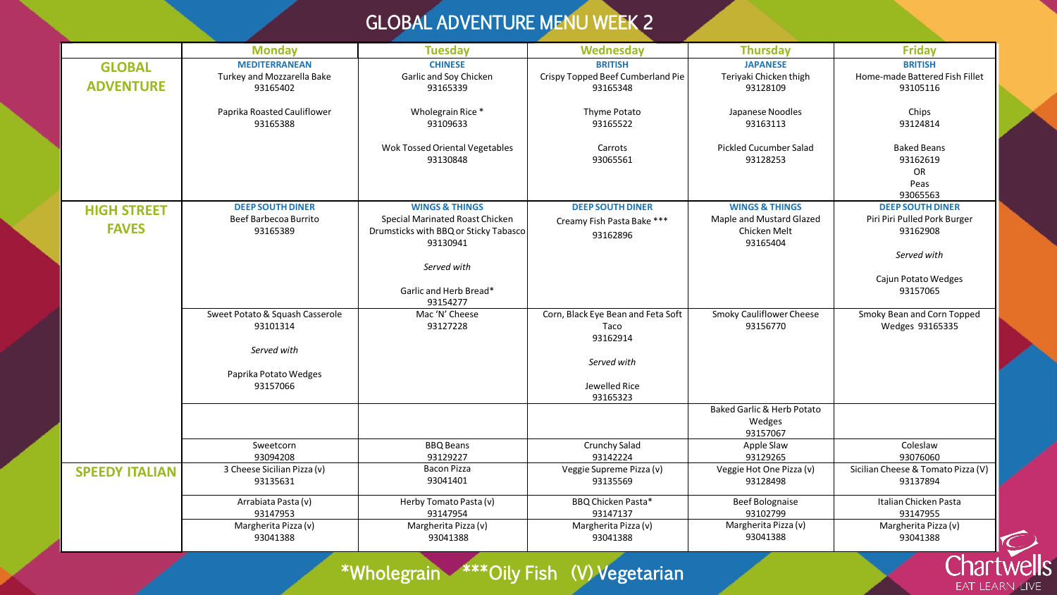# GLOBAL ADVENTURE MENU WEEK 2

| | Monday | Tuesday | Wednesday | Thursday | Friday |
|---|---|---|---|---|---|
| **GLOBAL ADVENTURE** | **MEDITERRANEAN** Turkey and Mozzarella Bake 93165402<br><br>Paprika Roasted Cauliflower 93165388 | **CHINESE** Garlic and Soy Chicken 93165339<br><br>Wholegrain Rice * 93109633<br><br>Wok Tossed Oriental Vegetables 93130848 | **BRITISH** Crispy Topped Beef Cumberland Pie 93165348<br><br>Thyme Potato 93165522<br><br>Carrots 93065561 | **JAPANESE** Teriyaki Chicken thigh 93128109<br><br>Japanese Noodles 93163113<br><br>Pickled Cucumber Salad 93128253 | **BRITISH** Home-made Battered Fish Fillet 93105116<br><br>Chips 93124814<br><br>Baked Beans 93162619 OR Peas 93065563 |
| **HIGH STREET FAVES** | **DEEP SOUTH DINER** Beef Barbecoa Burrito 93165389 | **WINGS & THINGS** Special Marinated Roast Chicken Drumsticks with BBQ or Sticky Tabasco 93130941<br><br>*Served with*<br><br>Garlic and Herb Bread* 93154277 | **DEEP SOUTH DINER** Creamy Fish Pasta Bake *** 93162896 | **WINGS & THINGS** Maple and Mustard Glazed Chicken Melt 93165404 | **DEEP SOUTH DINER** Piri Piri Pulled Pork Burger 93162908<br><br>*Served with*<br><br>Cajun Potato Wedges 93157065 |
| | Sweet Potato & Squash Casserole 93101314<br><br>*Served with*<br><br>Paprika Potato Wedges 93157066 | Mac 'N' Cheese 93127228 | Corn, Black Eye Bean and Feta Soft Taco 93162914<br><br>*Served with*<br><br>Jewelled Rice 93165323 | Smoky Cauliflower Cheese 93156770 | Smoky Bean and Corn Topped Wedges 93165335 |
| | | | | Baked Garlic & Herb Potato Wedges 93157067 | |
| | Sweetcorn 93094208 | BBQ Beans 93129227 | Crunchy Salad 93142224 | Apple Slaw 93129265 | Coleslaw 93076060 |
| **SPEEDY ITALIAN** | 3 Cheese Sicilian Pizza (v) 93135631 | Bacon Pizza 93041401 | Veggie Supreme Pizza (v) 93135569 | Veggie Hot One Pizza (v) 93128498 | Sicilian Cheese & Tomato Pizza (V) 93137894 |
| | Arrabiata Pasta (v) 93147953 | Herby Tomato Pasta (v) 93147954 | BBQ Chicken Pasta* 93147137 | Beef Bolognaise 93102799 | Italian Chicken Pasta 93147955 |
| | Margherita Pizza (v) 93041388 | Margherita Pizza (v) 93041388 | Margherita Pizza (v) 93041388 | Margherita Pizza (v) 93041388 | Margherita Pizza (v) 93041388 |

*Wholegrain ***Oily Fish (V) Vegetarian

Chartwells EAT LEARN LIVE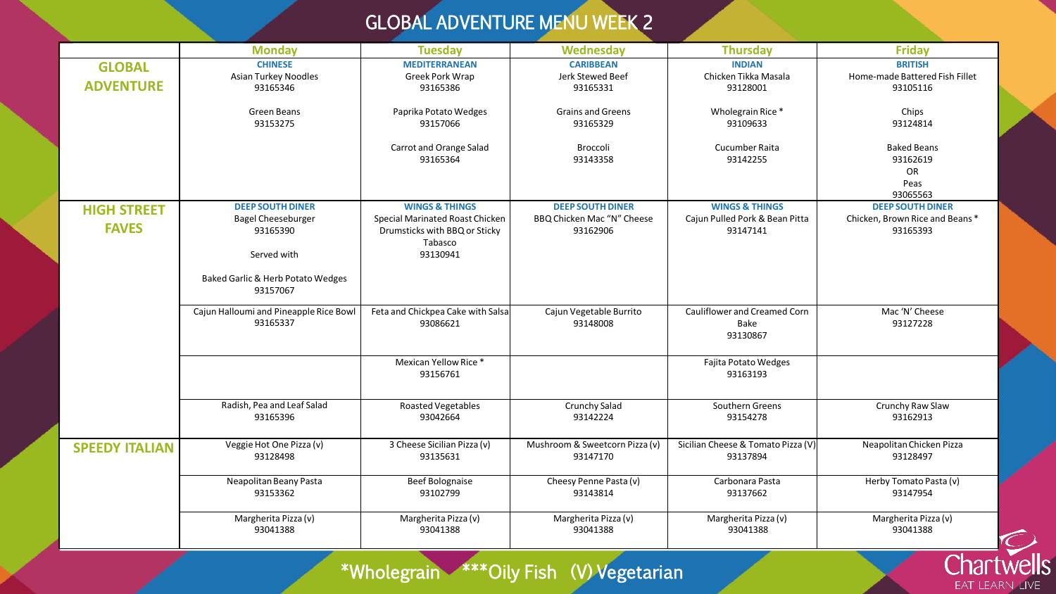# GLOBAL ADVENTURE MENU WEEK 2

| | Monday | Tuesday | Wednesday | Thursday | Friday |
|---|---|---|---|---|---|
| **GLOBAL ADVENTURE** | **CHINESE**<br>Asian Turkey Noodles<br>93165346<br><br>Green Beans<br>93153275 | **MEDITERRANEAN**<br>Greek Pork Wrap<br>93165386<br><br>Paprika Potato Wedges<br>93157066<br><br>Carrot and Orange Salad<br>93165364 | **CARIBBEAN**<br>Jerk Stewed Beef<br>93165331<br><br>Grains and Greens<br>93165329<br><br>Broccoli<br>93143358 | **INDIAN**<br>Chicken Tikka Masala<br>93128001<br><br>Wholegrain Rice *<br>93109633<br><br>Cucumber Raita<br>93142255 | **BRITISH**<br>Home-made Battered Fish Fillet<br>93105116<br><br>Chips<br>93124814<br><br>Baked Beans<br>93162619<br>OR<br>Peas<br>93065563 |
| **HIGH STREET FAVES** | **DEEP SOUTH DINER**<br>Bagel Cheeseburger<br>93165390<br><br>Served with<br><br>Baked Garlic & Herb Potato Wedges<br>93157067 | **WINGS & THINGS**<br>Special Marinated Roast Chicken Drumsticks with BBQ or Sticky Tabasco<br>93130941 | **DEEP SOUTH DINER**<br>BBQ Chicken Mac "N" Cheese<br>93162906 | **WINGS & THINGS**<br>Cajun Pulled Pork & Bean Pitta<br>93147141 | **DEEP SOUTH DINER**<br>Chicken, Brown Rice and Beans *<br>93165393 |
| | Cajun Halloumi and Pineapple Rice Bowl<br>93165337 | Feta and Chickpea Cake with Salsa<br>93086621 | Cajun Vegetable Burrito<br>93148008 | Cauliflower and Creamed Corn Bake<br>93130867 | Mac 'N' Cheese<br>93127228 |
| | | Mexican Yellow Rice *<br>93156761 | | Fajita Potato Wedges<br>93163193 | |
| | Radish, Pea and Leaf Salad<br>93165396 | Roasted Vegetables<br>93042664 | Crunchy Salad<br>93142224 | Southern Greens<br>93154278 | Crunchy Raw Slaw<br>93162913 |
| **SPEEDY ITALIAN** | Veggie Hot One Pizza (v)<br>93128498 | 3 Cheese Sicilian Pizza (v)<br>93135631 | Mushroom & Sweetcorn Pizza (v)<br>93147170 | Sicilian Cheese & Tomato Pizza (V)<br>93137894 | Neapolitan Chicken Pizza<br>93128497 |
| | Neapolitan Beany Pasta<br>93153362 | Beef Bolognaise<br>93102799 | Cheesy Penne Pasta (v)<br>93143814 | Carbonara Pasta<br>93137662 | Herby Tomato Pasta (v)<br>93147954 |
| | Margherita Pizza (v)<br>93041388 | Margherita Pizza (v)<br>93041388 | Margherita Pizza (v)<br>93041388 | Margherita Pizza (v)<br>93041388 | Margherita Pizza (v)<br>93041388 |

*Wholegrain ***Oily Fish (V) Vegetarian

Chartwells
EAT LEARN LIVE